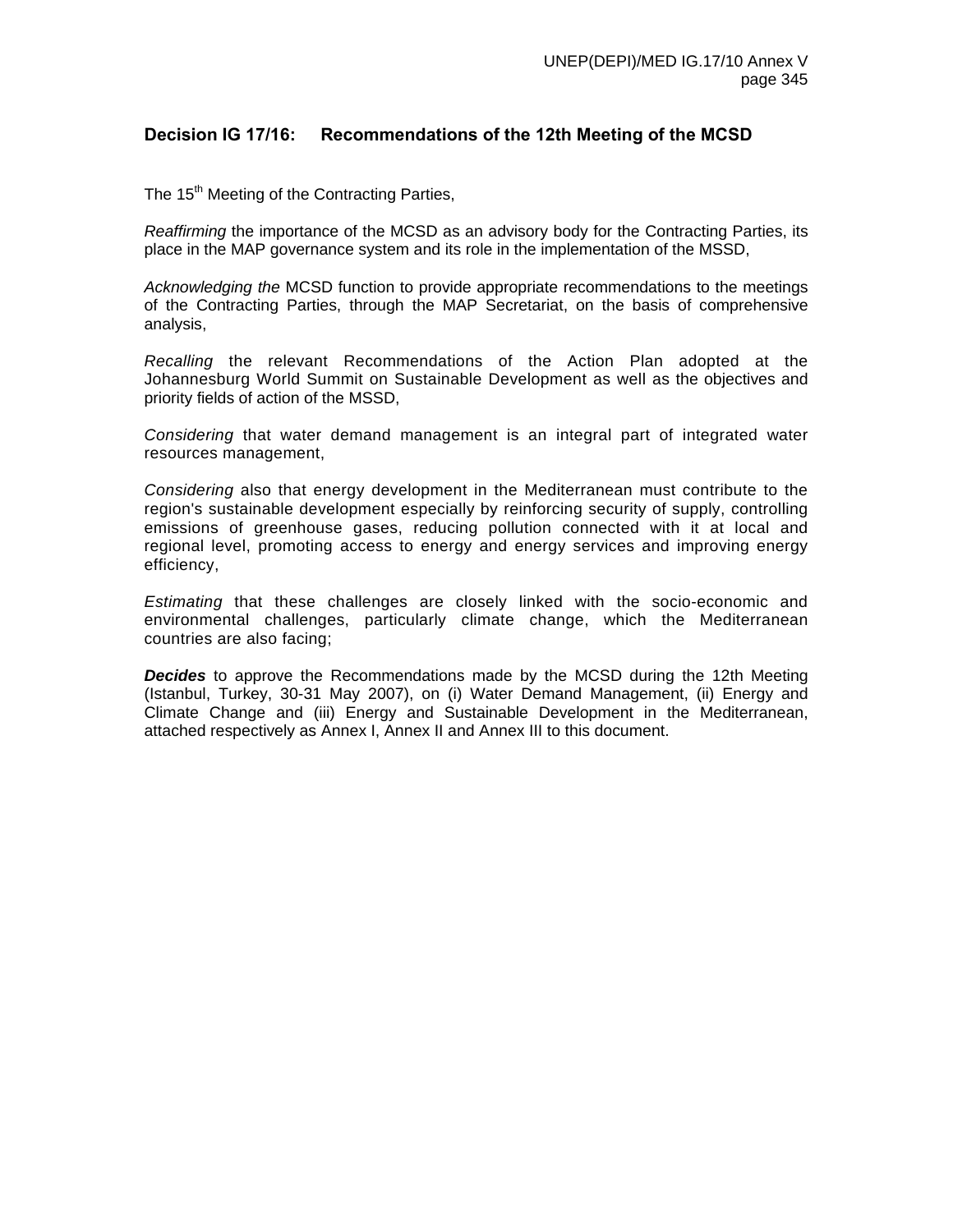## Decision IG 17/16: Recommendations of the 12th Meeting of the MCSD

The 15th Meeting of the Contracting Parties,

*Reaffirming* the importance of the MCSD as an advisory body for the Contracting Parties, its place in the MAP governance system and its role in the implementation of the MSSD,

*Acknowledging the* MCSD function to provide appropriate recommendations to the meetings of the Contracting Parties, through the MAP Secretariat, on the basis of comprehensive analysis,

*Recalling* the relevant Recommendations of the Action Plan adopted at the Johannesburg World Summit on Sustainable Development as well as the objectives and priority fields of action of the MSSD,

*Considering* that water demand management is an integral part of integrated water resources management,

*Considering* also that energy development in the Mediterranean must contribute to the region's sustainable development especially by reinforcing security of supply, controlling emissions of greenhouse gases, reducing pollution connected with it at local and regional level, promoting access to energy and energy services and improving energy efficiency,

*Estimating* that these challenges are closely linked with the socio-economic and environmental challenges, particularly climate change, which the Mediterranean countries are also facing;

***Decides*** to approve the Recommendations made by the MCSD during the 12th Meeting (Istanbul, Turkey, 30-31 May 2007), on (i) Water Demand Management, (ii) Energy and Climate Change and (iii) Energy and Sustainable Development in the Mediterranean, attached respectively as Annex I, Annex II and Annex III to this document.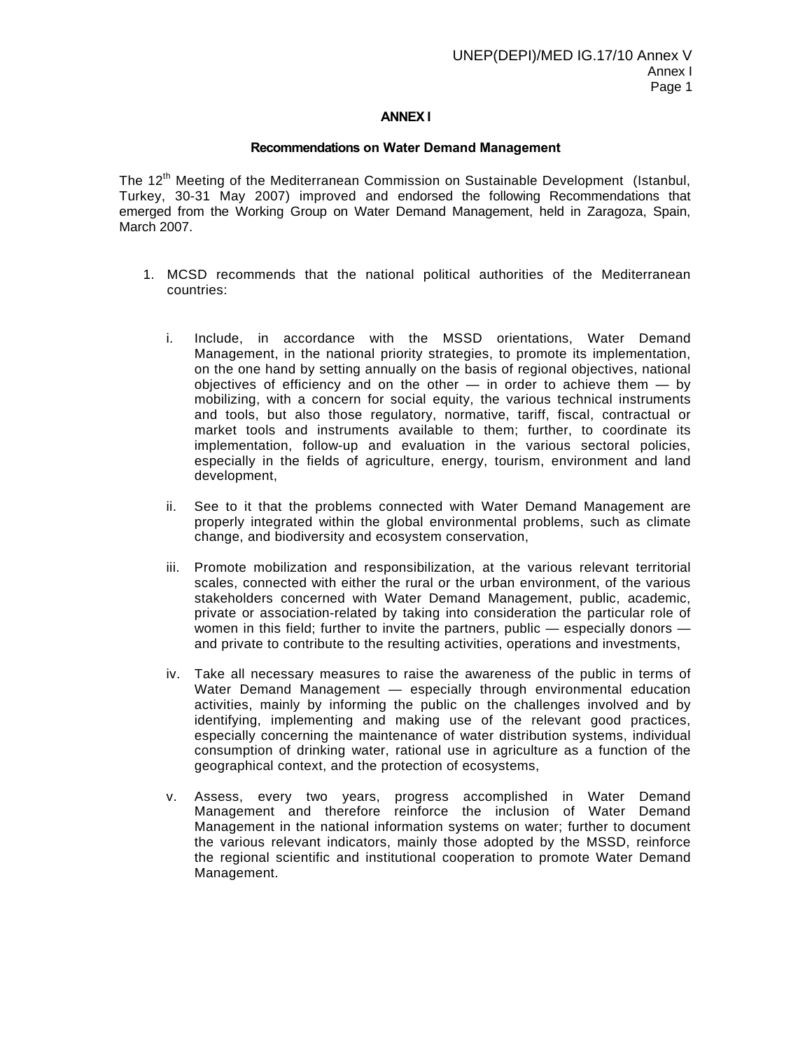# ANNEX I

## Recommendations on Water Demand Management

The 12th Meeting of the Mediterranean Commission on Sustainable Development (Istanbul, Turkey, 30-31 May 2007) improved and endorsed the following Recommendations that emerged from the Working Group on Water Demand Management, held in Zaragoza, Spain, March 2007.

1. MCSD recommends that the national political authorities of the Mediterranean countries:

   i. Include, in accordance with the MSSD orientations, Water Demand Management, in the national priority strategies, to promote its implementation, on the one hand by setting annually on the basis of regional objectives, national objectives of efficiency and on the other — in order to achieve them — by mobilizing, with a concern for social equity, the various technical instruments and tools, but also those regulatory, normative, tariff, fiscal, contractual or market tools and instruments available to them; further, to coordinate its implementation, follow-up and evaluation in the various sectoral policies, especially in the fields of agriculture, energy, tourism, environment and land development,

   ii. See to it that the problems connected with Water Demand Management are properly integrated within the global environmental problems, such as climate change, and biodiversity and ecosystem conservation,

   iii. Promote mobilization and responsibilization, at the various relevant territorial scales, connected with either the rural or the urban environment, of the various stakeholders concerned with Water Demand Management, public, academic, private or association-related by taking into consideration the particular role of women in this field; further to invite the partners, public — especially donors — and private to contribute to the resulting activities, operations and investments,

   iv. Take all necessary measures to raise the awareness of the public in terms of Water Demand Management — especially through environmental education activities, mainly by informing the public on the challenges involved and by identifying, implementing and making use of the relevant good practices, especially concerning the maintenance of water distribution systems, individual consumption of drinking water, rational use in agriculture as a function of the geographical context, and the protection of ecosystems,

   v. Assess, every two years, progress accomplished in Water Demand Management and therefore reinforce the inclusion of Water Demand Management in the national information systems on water; further to document the various relevant indicators, mainly those adopted by the MSSD, reinforce the regional scientific and institutional cooperation to promote Water Demand Management.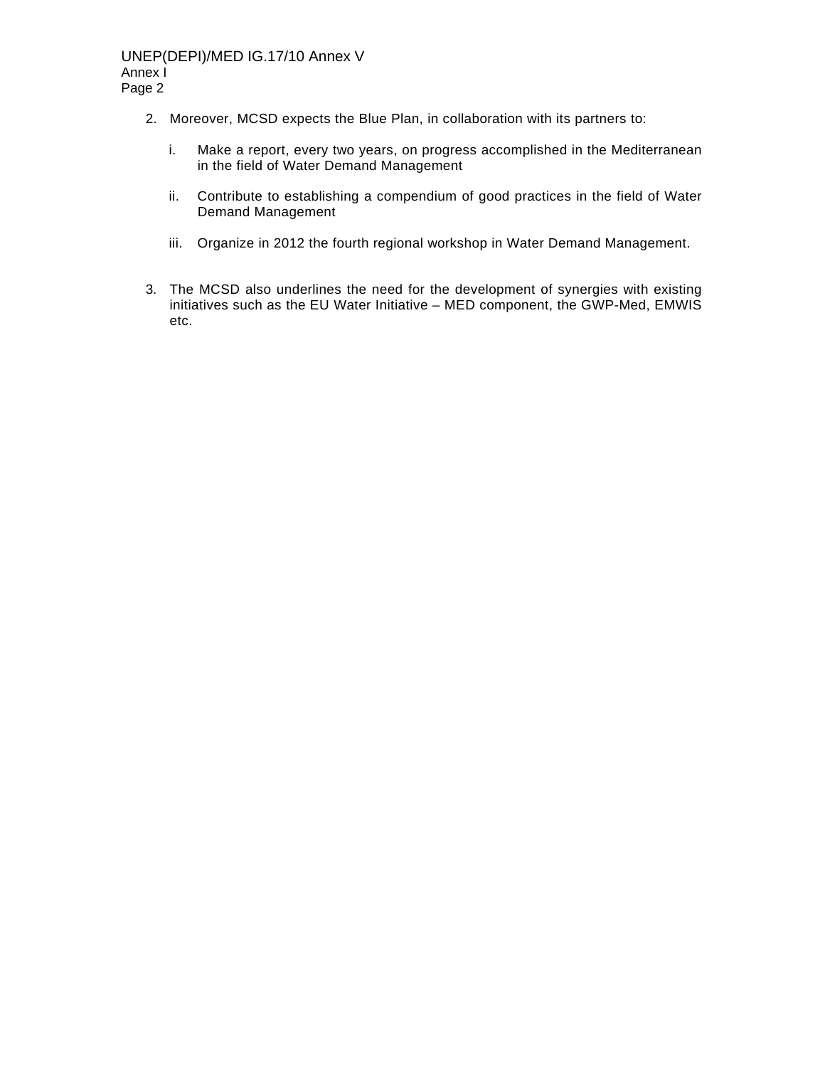2. Moreover, MCSD expects the Blue Plan, in collaboration with its partners to:

   i. Make a report, every two years, on progress accomplished in the Mediterranean in the field of Water Demand Management

   ii. Contribute to establishing a compendium of good practices in the field of Water Demand Management

   iii. Organize in 2012 the fourth regional workshop in Water Demand Management.

3. The MCSD also underlines the need for the development of synergies with existing initiatives such as the EU Water Initiative – MED component, the GWP-Med, EMWIS etc.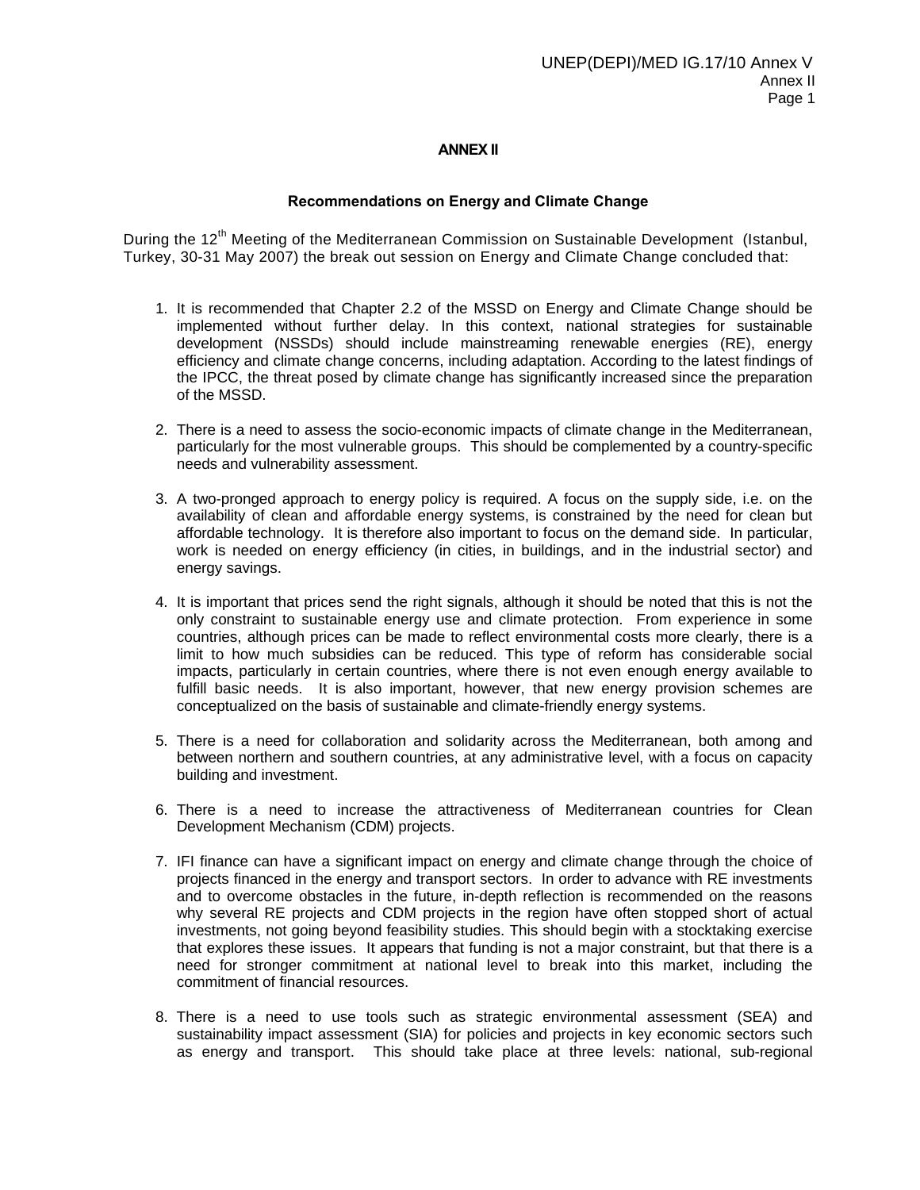# ANNEX II

## Recommendations on Energy and Climate Change

During the 12th Meeting of the Mediterranean Commission on Sustainable Development (Istanbul, Turkey, 30-31 May 2007) the break out session on Energy and Climate Change concluded that:

1. It is recommended that Chapter 2.2 of the MSSD on Energy and Climate Change should be implemented without further delay. In this context, national strategies for sustainable development (NSSDs) should include mainstreaming renewable energies (RE), energy efficiency and climate change concerns, including adaptation. According to the latest findings of the IPCC, the threat posed by climate change has significantly increased since the preparation of the MSSD.

2. There is a need to assess the socio-economic impacts of climate change in the Mediterranean, particularly for the most vulnerable groups. This should be complemented by a country-specific needs and vulnerability assessment.

3. A two-pronged approach to energy policy is required. A focus on the supply side, i.e. on the availability of clean and affordable energy systems, is constrained by the need for clean but affordable technology. It is therefore also important to focus on the demand side. In particular, work is needed on energy efficiency (in cities, in buildings, and in the industrial sector) and energy savings.

4. It is important that prices send the right signals, although it should be noted that this is not the only constraint to sustainable energy use and climate protection. From experience in some countries, although prices can be made to reflect environmental costs more clearly, there is a limit to how much subsidies can be reduced. This type of reform has considerable social impacts, particularly in certain countries, where there is not even enough energy available to fulfill basic needs. It is also important, however, that new energy provision schemes are conceptualized on the basis of sustainable and climate-friendly energy systems.

5. There is a need for collaboration and solidarity across the Mediterranean, both among and between northern and southern countries, at any administrative level, with a focus on capacity building and investment.

6. There is a need to increase the attractiveness of Mediterranean countries for Clean Development Mechanism (CDM) projects.

7. IFI finance can have a significant impact on energy and climate change through the choice of projects financed in the energy and transport sectors. In order to advance with RE investments and to overcome obstacles in the future, in-depth reflection is recommended on the reasons why several RE projects and CDM projects in the region have often stopped short of actual investments, not going beyond feasibility studies. This should begin with a stocktaking exercise that explores these issues. It appears that funding is not a major constraint, but that there is a need for stronger commitment at national level to break into this market, including the commitment of financial resources.

8. There is a need to use tools such as strategic environmental assessment (SEA) and sustainability impact assessment (SIA) for policies and projects in key economic sectors such as energy and transport. This should take place at three levels: national, sub-regional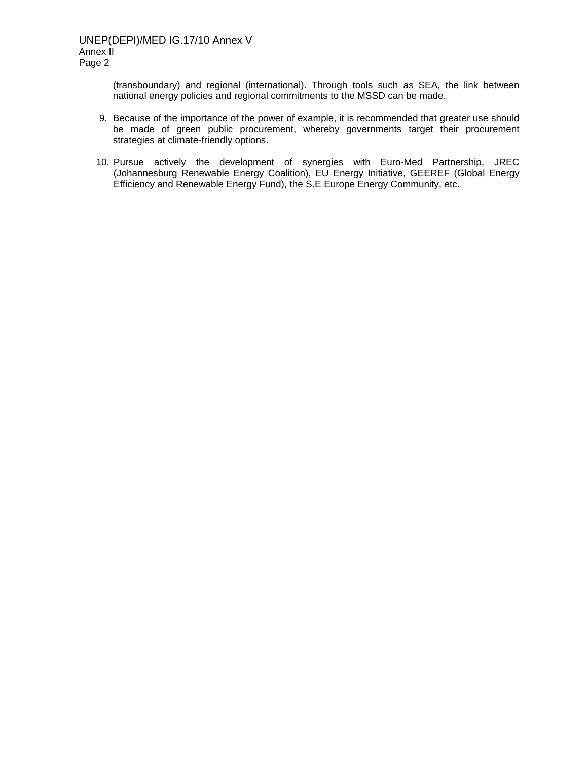(transboundary) and regional (international). Through tools such as SEA, the link between national energy policies and regional commitments to the MSSD can be made.

9. Because of the importance of the power of example, it is recommended that greater use should be made of green public procurement, whereby governments target their procurement strategies at climate-friendly options.

10. Pursue actively the development of synergies with Euro-Med Partnership, JREC (Johannesburg Renewable Energy Coalition), EU Energy Initiative, GEEREF (Global Energy Efficiency and Renewable Energy Fund), the S.E Europe Energy Community, etc.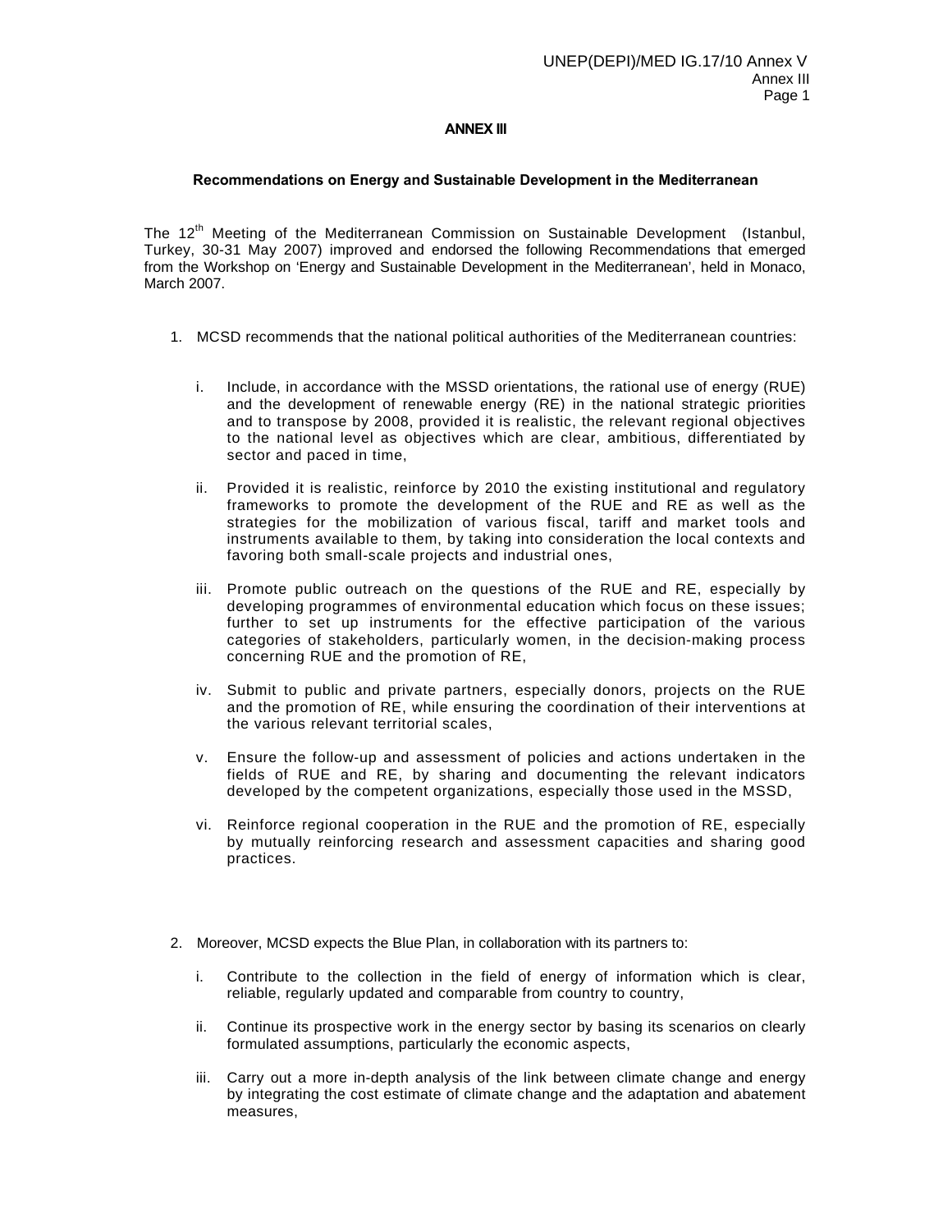## ANNEX III

### Recommendations on Energy and Sustainable Development in the Mediterranean

The 12th Meeting of the Mediterranean Commission on Sustainable Development (Istanbul, Turkey, 30-31 May 2007) improved and endorsed the following Recommendations that emerged from the Workshop on 'Energy and Sustainable Development in the Mediterranean', held in Monaco, March 2007.

1. MCSD recommends that the national political authorities of the Mediterranean countries:

   i. Include, in accordance with the MSSD orientations, the rational use of energy (RUE) and the development of renewable energy (RE) in the national strategic priorities and to transpose by 2008, provided it is realistic, the relevant regional objectives to the national level as objectives which are clear, ambitious, differentiated by sector and paced in time,

   ii. Provided it is realistic, reinforce by 2010 the existing institutional and regulatory frameworks to promote the development of the RUE and RE as well as the strategies for the mobilization of various fiscal, tariff and market tools and instruments available to them, by taking into consideration the local contexts and favoring both small-scale projects and industrial ones,

   iii. Promote public outreach on the questions of the RUE and RE, especially by developing programmes of environmental education which focus on these issues; further to set up instruments for the effective participation of the various categories of stakeholders, particularly women, in the decision-making process concerning RUE and the promotion of RE,

   iv. Submit to public and private partners, especially donors, projects on the RUE and the promotion of RE, while ensuring the coordination of their interventions at the various relevant territorial scales,

   v. Ensure the follow-up and assessment of policies and actions undertaken in the fields of RUE and RE, by sharing and documenting the relevant indicators developed by the competent organizations, especially those used in the MSSD,

   vi. Reinforce regional cooperation in the RUE and the promotion of RE, especially by mutually reinforcing research and assessment capacities and sharing good practices.

2. Moreover, MCSD expects the Blue Plan, in collaboration with its partners to:

   i. Contribute to the collection in the field of energy of information which is clear, reliable, regularly updated and comparable from country to country,

   ii. Continue its prospective work in the energy sector by basing its scenarios on clearly formulated assumptions, particularly the economic aspects,

   iii. Carry out a more in-depth analysis of the link between climate change and energy by integrating the cost estimate of climate change and the adaptation and abatement measures,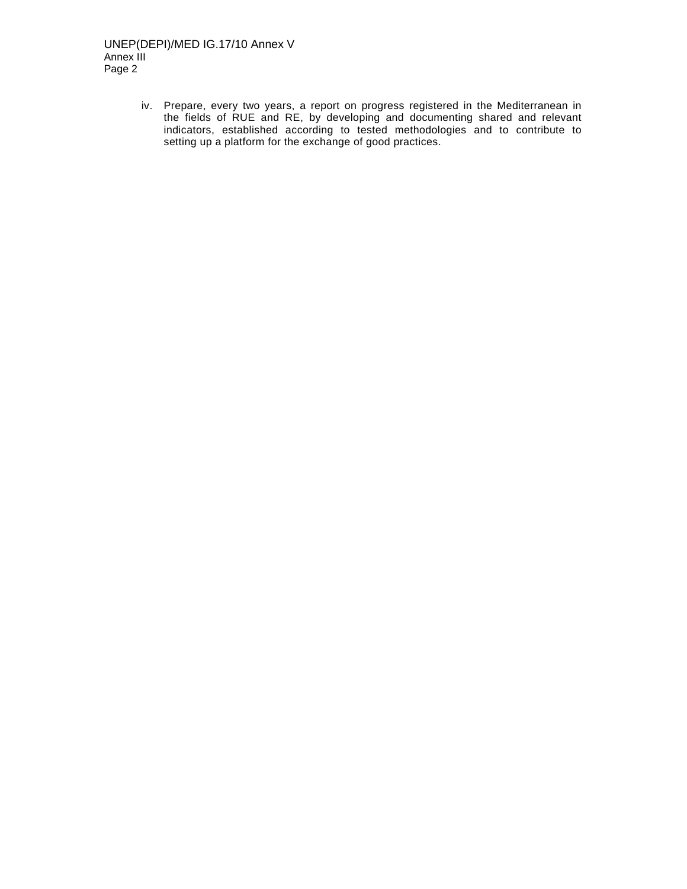iv. Prepare, every two years, a report on progress registered in the Mediterranean in the fields of RUE and RE, by developing and documenting shared and relevant indicators, established according to tested methodologies and to contribute to setting up a platform for the exchange of good practices.